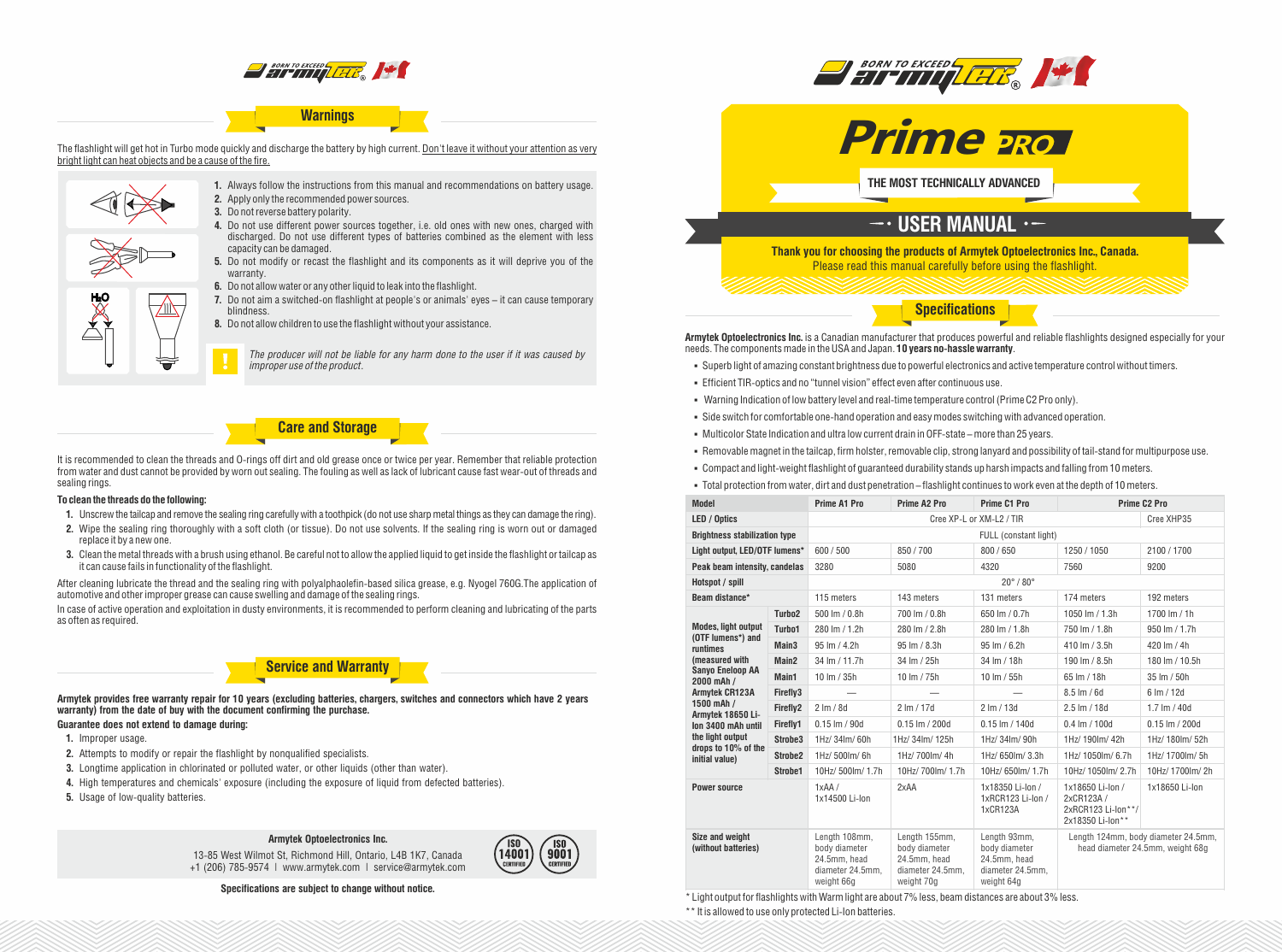## Warnings

The flashlight will get hot in Turbo mode quickly and discharge the battery by high current. Don't leave it without your attention as very bright light can heat objects and be a cause of the fire.

1. Always follow the instructions from this manual and recommendations on battery usage.
2. Apply only the recommended power sources.
3. Do not reverse battery polarity.
4. Do not use different power sources together, i.e. old ones with new ones, charged with discharged. Do not use different types of batteries combined as the element with less capacity can be damaged.
5. Do not modify or recast the flashlight and its components as it will deprive you of the warranty.
6. Do not allow water or any other liquid to leak into the flashlight.
7. Do not aim a switched-on flashlight at people's or animals' eyes – it can cause temporary blindness.
8. Do not allow children to use the flashlight without your assistance.

*The producer will not be liable for any harm done to the user if it was caused by improper use of the product.*

## Care and Storage

It is recommended to clean the threads and O-rings off dirt and old grease once or twice per year. Remember that reliable protection from water and dust cannot be provided by worn out sealing. The fouling as well as lack of lubricant cause fast wear-out of threads and sealing rings.

**To clean the threads do the following:**

1. Unscrew the tailcap and remove the sealing ring carefully with a toothpick (do not use sharp metal things as they can damage the ring).
2. Wipe the sealing ring thoroughly with a soft cloth (or tissue). Do not use solvents. If the sealing ring is worn out or damaged replace it by a new one.
3. Clean the metal threads with a brush using ethanol. Be careful not to allow the applied liquid to get inside the flashlight or tailcap as it can cause fails in functionality of the flashlight.

After cleaning lubricate the thread and the sealing ring with polyalphaolefin-based silica grease, e.g. Nyogel 760G.The application of automotive and other improper grease can cause swelling and damage of the sealing rings.

In case of active operation and exploitation in dusty environments, it is recommended to perform cleaning and lubricating of the parts as often as required.

## Service and Warranty

**Armytek provides free warranty repair for 10 years (excluding batteries, chargers, switches and connectors which have 2 years warranty) from the date of buy with the document confirming the purchase.**

**Guarantee does not extend to damage during:**

1. Improper usage.
2. Attempts to modify or repair the flashlight by nonqualified specialists.
3. Longtime application in chlorinated or polluted water, or other liquids (other than water).
4. High temperatures and chemicals' exposure (including the exposure of liquid from defected batteries).
5. Usage of low-quality batteries.

**Armytek Optoelectronics Inc.**

13-85 West Wilmot St, Richmond Hill, Ontario, L4B 1K7, Canada
+1 (206) 785-9574 | www.armytek.com | service@armytek.com

ISO 14001 CERTIFIED ISO 9001 CERTIFIED

**Specifications are subject to change without notice.**

# Prime PRO

**THE MOST TECHNICALLY ADVANCED**

## USER MANUAL

**Thank you for choosing the products of Armytek Optoelectronics Inc., Canada.**
Please read this manual carefully before using the flashlight.

## Specifications

**Armytek Optoelectronics Inc.** is a Canadian manufacturer that produces powerful and reliable flashlights designed especially for your needs. The components made in the USA and Japan. **10 years no-hassle warranty**.

- Superb light of amazing constant brightness due to powerful electronics and active temperature control without timers.
- Efficient TIR-optics and no "tunnel vision" effect even after continuous use.
- Warning Indication of low battery level and real-time temperature control (Prime C2 Pro only).
- Side switch for comfortable one-hand operation and easy modes switching with advanced operation.
- Multicolor State Indication and ultra low current drain in OFF-state – more than 25 years.
- Removable magnet in the tailcap, firm holster, removable clip, strong lanyard and possibility of tail-stand for multipurpose use.
- Compact and light-weight flashlight of guaranteed durability stands up harsh impacts and falling from 10 meters.
- Total protection from water, dirt and dust penetration – flashlight continues to work even at the depth of 10 meters.

| Model | | Prime A1 Pro | Prime A2 Pro | Prime C1 Pro | Prime C2 Pro | |
|---|---|---|---|---|---|---|
| LED / Optics | | Cree XP-L or XM-L2 / TIR | | | | Cree XHP35 |
| Brightness stabilization type | | FULL (constant light) | | | | |
| Light output, LED/OTF lumens* | | 600 / 500 | 850 / 700 | 800 / 650 | 1250 / 1050 | 2100 / 1700 |
| Peak beam intensity, candelas | | 3280 | 5080 | 4320 | 7560 | 9200 |
| Hotspot / spill | | 20° / 80° | | | | |
| Beam distance* | | 115 meters | 143 meters | 131 meters | 174 meters | 192 meters |
| Modes, light output (OTF lumens*) and runtimes (measured with Sanyo Eneloop AA 2000 mAh / Armytek CR123A 1500 mAh / Armytek 18650 Li-Ion 3400 mAh until the light output drops to 10% of the initial value) | Turbo2 | 500 lm / 0.8h | 700 lm / 0.8h | 650 lm / 0.7h | 1050 lm / 1.3h | 1700 lm / 1h |
| | Turbo1 | 280 lm / 1.2h | 280 lm / 2.8h | 280 lm / 1.8h | 750 lm / 1.8h | 950 lm / 1.7h |
| | Main3 | 95 lm / 4.2h | 95 lm / 8.3h | 95 lm / 6.2h | 410 lm / 3.5h | 420 lm / 4h |
| | Main2 | 34 lm / 11.7h | 34 lm / 25h | 34 lm / 18h | 190 lm / 8.5h | 180 lm / 10.5h |
| | Main1 | 10 lm / 35h | 10 lm / 75h | 10 lm / 55h | 65 lm / 18h | 35 lm / 50h |
| | Firefly3 | — | — | — | 8.5 lm / 6d | 6 lm / 12d |
| | Firefly2 | 2 lm / 8d | 2 lm / 17d | 2 lm / 13d | 2.5 lm / 18d | 1.7 lm / 40d |
| | Firefly1 | 0.15 lm / 90d | 0.15 lm / 200d | 0.15 lm / 140d | 0.4 lm / 100d | 0.15 lm / 200d |
| | Strobe3 | 1Hz/ 34lm/ 60h | 1Hz/ 34lm/ 125h | 1Hz/ 34lm/ 90h | 1Hz/ 190lm/ 42h | 1Hz/ 180lm/ 52h |
| | Strobe2 | 1Hz/ 500lm/ 6h | 1Hz/ 700lm/ 4h | 1Hz/ 650lm/ 3.3h | 1Hz/ 1050lm/ 6.7h | 1Hz/ 1700lm/ 5h |
| | Strobe1 | 10Hz/ 500lm/ 1.7h | 10Hz/ 700lm/ 1.7h | 10Hz/ 650lm/ 1.7h | 10Hz/ 1050lm/ 2.7h | 10Hz/ 1700lm/ 2h |
| Power source | | 1xAA / 1x14500 Li-Ion | 2xAA | 1x18350 Li-Ion / 1xRCR123 Li-Ion / 1xCR123A | 1x18650 Li-Ion / 2xCR123A / 2xRCR123 Li-Ion**/ 2x18350 Li-Ion** | 1x18650 Li-Ion |
| Size and weight (without batteries) | | Length 108mm, body diameter 24.5mm, head diameter 24.5mm, weight 66g | Length 155mm, body diameter 24.5mm, head diameter 24.5mm, weight 70g | Length 93mm, body diameter 24.5mm, head diameter 24.5mm, weight 64g | Length 124mm, body diameter 24.5mm, head diameter 24.5mm, weight 68g | |

* Light output for flashlights with Warm light are about 7% less, beam distances are about 3% less.

** It is allowed to use only protected Li-Ion batteries.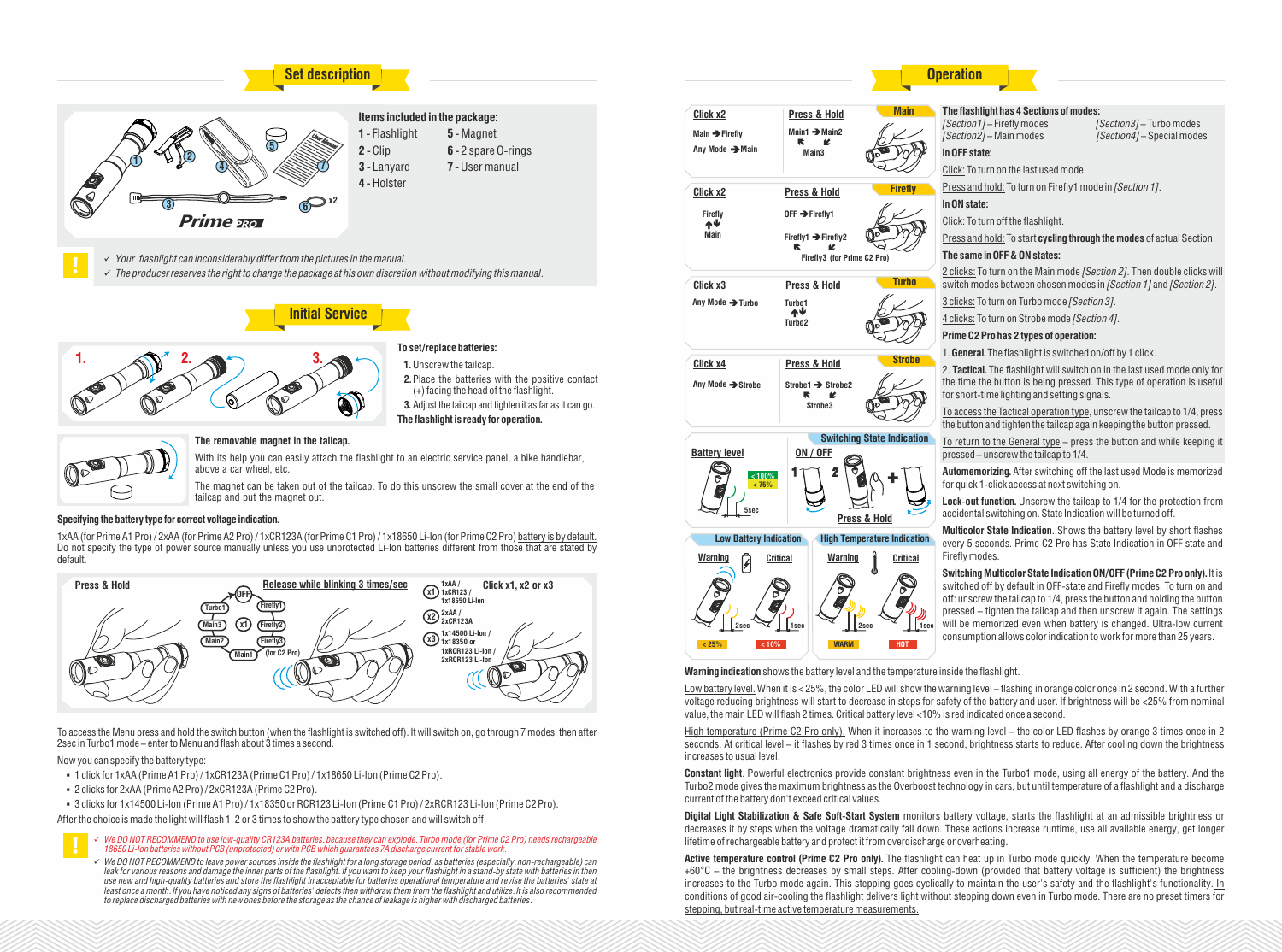## Set description

**Items included in the package:**

1 - Flashlight
2 - Clip
3 - Lanyard
4 - Holster
5 - Magnet
6 - 2 spare O-rings
7 - User manual

Prime PRO

- Your flashlight can inconsiderably differ from the pictures in the manual.
- The producer reserves the right to change the package at his own discretion without modifying this manual.

## Initial Service

**To set/replace batteries:**

1. Unscrew the tailcap.
2. Place the batteries with the positive contact (+) facing the head of the flashlight.
3. Adjust the tailcap and tighten it as far as it can go.

**The flashlight is ready for operation.**

**The removable magnet in the tailcap.**

With its help you can easily attach the flashlight to an electric service panel, a bike handlebar, above a car wheel, etc.

The magnet can be taken out of the tailcap. To do this unscrew the small cover at the end of the tailcap and put the magnet out.

**Specifying the battery type for correct voltage indication.**

1xAA (for Prime A1 Pro) / 2xAA (for Prime A2 Pro) / 1xCR123A (for Prime C1 Pro) / 1x18650 Li-Ion (for Prime C2 Pro) battery is by default. Do not specify the type of power source manually unless you use unprotected Li-Ion batteries different from those that are stated by default.

Press & Hold — OFF, Firefly1, Firefly2, Firefly3 (for C2 Pro), Main1, Main2, Main3, Turbo1, x1
Release while blinking 3 times/sec
Click x1, x2 or x3
x1: 1xAA / 1xCR123 / 1x18650 Li-Ion
x2: 2xAA / 2xCR123A
x3: 1x14500 Li-Ion / 1x18350 or 1xRCR123 Li-Ion / 2xRCR123 Li-Ion

To access the Menu press and hold the switch button (when the flashlight is switched off). It will switch on, go through 7 modes, then after 2sec in Turbo1 mode – enter to Menu and flash about 3 times a second.

Now you can specify the battery type:

- 1 click for 1xAA (Prime A1 Pro) / 1xCR123A (Prime C1 Pro) / 1x18650 Li-Ion (Prime C2 Pro).
- 2 clicks for 2xAA (Prime A2 Pro) / 2xCR123A (Prime C2 Pro).
- 3 clicks for 1x14500 Li-Ion (Prime A1 Pro) / 1x18350 or RCR123 Li-Ion (Prime C1 Pro) / 2xRCR123 Li-Ion (Prime C2 Pro).

After the choice is made the light will flash 1, 2 or 3 times to show the battery type chosen and will switch off.

- *We DO NOT RECOMMEND to use low-quality CR123A batteries, because they can explode. Turbo mode (for Prime C2 Pro) needs rechargeable 18650 Li-Ion batteries without PCB (unprotected) or with PCB which guarantees 7A discharge current for stable work.*
- *We DO NOT RECOMMEND to leave power sources inside the flashlight for a long storage period, as batteries (especially, non-rechargeable) can leak for various reasons and damage the inner parts of the flashlight. If you want to keep your flashlight in a stand-by state with batteries in then use new and high-quality batteries and store the flashlight in acceptable for batteries operational temperature and revise the batteries' state at least once a month. If you have noticed any signs of batteries' defects then withdraw them from the flashlight and utilize. It is also recommended to replace discharged batteries with new ones before the storage as the chance of leakage is higher with discharged batteries.*

## Operation

**Main** — Click x2: Main → Firefly; Any Mode → Main. Press & Hold: Main1 → Main2 → Main3

**Firefly** — Click x2: Firefly ↔ Main. Press & Hold: OFF → Firefly1; Firefly1 → Firefly2 → Firefly3 (for Prime C2 Pro)

**Turbo** — Click x3: Any Mode → Turbo. Press & Hold: Turbo1 ↔ Turbo2

**Strobe** — Click x4: Any Mode → Strobe. Press & Hold: Strobe1 → Strobe2 → Strobe3

**Switching State Indication** — Battery level: < 100%, < 75%, 5sec. ON / OFF: 1, 2, Press & Hold

**Low Battery Indication** — Warning: 2sec, < 25%; Critical: 1sec, < 10%

**High Temperature Indication** — Warning: 2sec, WARM; Critical: 1sec, HOT

**The flashlight has 4 Sections of modes:**

*[Section1]* – Firefly modes
*[Section2]* – Main modes
*[Section3]* – Turbo modes
*[Section4]* – Special modes

**In OFF state:**

Click: To turn on the last used mode.

Press and hold: To turn on Firefly1 mode in *[Section 1]*.

**In ON state:**

Click: To turn off the flashlight.

Press and hold: To start **cycling through the modes** of actual Section.

**The same in OFF & ON states:**

2 clicks: To turn on the Main mode *[Section 2]*. Then double clicks will switch modes between chosen modes in *[Section 1]* and *[Section 2]*.

3 clicks: To turn on Turbo mode *[Section 3]*.

4 clicks: To turn on Strobe mode *[Section 4]*.

**Prime C2 Pro has 2 types of operation:**

1. **General.** The flashlight is switched on/off by 1 click.
2. **Tactical.** The flashlight will switch on in the last used mode only for the time the button is being pressed. This type of operation is useful for short-time lighting and setting signals.

To access the Tactical operation type, unscrew the tailcap to 1/4, press the button and tighten the tailcap again keeping the button pressed.

To return to the General type – press the button and while keeping it pressed – unscrew the tailcap to 1/4.

**Automemorizing.** After switching off the last used Mode is memorized for quick 1-click access at next switching on.

**Lock-out function.** Unscrew the tailcap to 1/4 for the protection from accidental switching on. State Indication will be turned off.

**Multicolor State Indication**. Shows the battery level by short flashes every 5 seconds. Prime C2 Pro has State Indication in OFF state and Firefly modes.

**Switching Multicolor State Indication ON/OFF (Prime C2 Pro only).** It is switched off by default in OFF-state and Firefly modes. To turn on and off: unscrew the tailcap to 1/4, press the button and holding the button pressed – tighten the tailcap and then unscrew it again. The settings will be memorized even when battery is changed. Ultra-low current consumption allows color indication to work for more than 25 years.

**Warning indication** shows the battery level and the temperature inside the flashlight.

Low battery level. When it is < 25%, the color LED will show the warning level – flashing in orange color once in 2 second. With a further voltage reducing brightness will start to decrease in steps for safety of the battery and user. If brightness will be <25% from nominal value, the main LED will flash 2 times. Critical battery level <10% is red indicated once a second.

High temperature (Prime C2 Pro only). When it increases to the warning level – the color LED flashes by orange 3 times once in 2 seconds. At critical level – it flashes by red 3 times once in 1 second, brightness starts to reduce. After cooling down the brightness increases to usual level.

**Constant light**. Powerful electronics provide constant brightness even in the Turbo1 mode, using all energy of the battery. And the Turbo2 mode gives the maximum brightness as the Overboost technology in cars, but until temperature of a flashlight and a discharge current of the battery don't exceed critical values.

**Digital Light Stabilization & Safe Soft-Start System** monitors battery voltage, starts the flashlight at an admissible brightness or decreases it by steps when the voltage dramatically fall down. These actions increase runtime, use all available energy, get longer lifetime of rechargeable battery and protect it from overdischarge or overheating.

**Active temperature control (Prime C2 Pro only).** The flashlight can heat up in Turbo mode quickly. When the temperature become +60°C – the brightness decreases by small steps. After cooling-down (provided that battery voltage is sufficient) the brightness increases to the Turbo mode again. This stepping goes cyclically to maintain the user's safety and the flashlight's functionality. In conditions of good air-cooling the flashlight delivers light without stepping down even in Turbo mode. There are no preset timers for stepping, but real-time active temperature measurements.